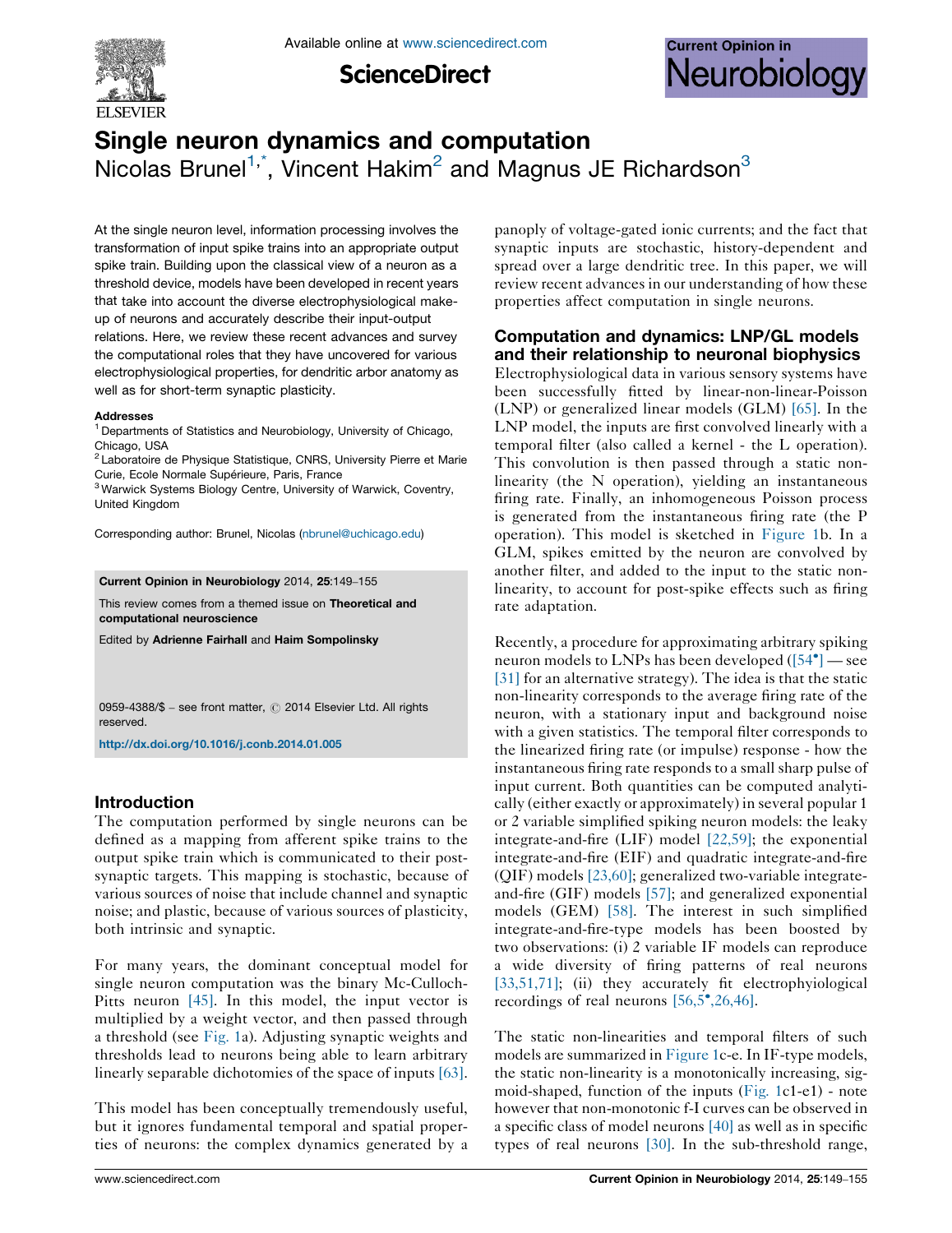# Single neuron dynamics and computation

Nicolas Brunel[1,*], Vincent Hakim[2] and Magnus JE Richardson[3]

**At the single neuron level, information processing involves the transformation of input spike trains into an appropriate output spike train. Building upon the classical view of a neuron as a threshold device, models have been developed in recent years that take into account the diverse electrophysiological make-up of neurons and accurately describe their input-output relations. Here, we review these recent advances and survey the computational roles that they have uncovered for various electrophysiological properties, for dendritic arbor anatomy as well as for short-term synaptic plasticity.**

**Addresses**

[1] Departments of Statistics and Neurobiology, University of Chicago, Chicago, USA

[2] Laboratoire de Physique Statistique, CNRS, University Pierre et Marie Curie, Ecole Normale Supérieure, Paris, France

[3] Warwick Systems Biology Centre, University of Warwick, Coventry, United Kingdom

Corresponding author: Brunel, Nicolas (nbrunel@uchicago.edu)

**Current Opinion in Neurobiology** 2014, **25**:149–155

This review comes from a themed issue on **Theoretical and computational neuroscience**

Edited by **Adrienne Fairhall** and **Haim Sompolinsky**

0959-4388/$ – see front matter, © 2014 Elsevier Ltd. All rights reserved.

http://dx.doi.org/10.1016/j.conb.2014.01.005

## Introduction

The computation performed by single neurons can be defined as a mapping from afferent spike trains to the output spike train which is communicated to their post-synaptic targets. This mapping is stochastic, because of various sources of noise that include channel and synaptic noise; and plastic, because of various sources of plasticity, both intrinsic and synaptic.

For many years, the dominant conceptual model for single neuron computation was the binary Mc-Culloch-Pitts neuron [45]. In this model, the input vector is multiplied by a weight vector, and then passed through a threshold (see Fig. 1a). Adjusting synaptic weights and thresholds lead to neurons being able to learn arbitrary linearly separable dichotomies of the space of inputs [63].

This model has been conceptually tremendously useful, but it ignores fundamental temporal and spatial properties of neurons: the complex dynamics generated by a panoply of voltage-gated ionic currents; and the fact that synaptic inputs are stochastic, history-dependent and spread over a large dendritic tree. In this paper, we will review recent advances in our understanding of how these properties affect computation in single neurons.

## Computation and dynamics: LNP/GL models and their relationship to neuronal biophysics

Electrophysiological data in various sensory systems have been successfully fitted by linear-non-linear-Poisson (LNP) or generalized linear models (GLM) [65]. In the LNP model, the inputs are first convolved linearly with a temporal filter (also called a kernel - the L operation). This convolution is then passed through a static non-linearity (the N operation), yielding an instantaneous firing rate. Finally, an inhomogeneous Poisson process is generated from the instantaneous firing rate (the P operation). This model is sketched in Figure 1b. In a GLM, spikes emitted by the neuron are convolved by another filter, and added to the input to the static non-linearity, to account for post-spike effects such as firing rate adaptation.

Recently, a procedure for approximating arbitrary spiking neuron models to LNPs has been developed ([54•] — see [31] for an alternative strategy). The idea is that the static non-linearity corresponds to the average firing rate of the neuron, with a stationary input and background noise with a given statistics. The temporal filter corresponds to the linearized firing rate (or impulse) response - how the instantaneous firing rate responds to a small sharp pulse of input current. Both quantities can be computed analytically (either exactly or approximately) in several popular 1 or 2 variable simplified spiking neuron models: the leaky integrate-and-fire (LIF) model [22,59]; the exponential integrate-and-fire (EIF) and quadratic integrate-and-fire (QIF) models [23,60]; generalized two-variable integrate-and-fire (GIF) models [57]; and generalized exponential models (GEM) [58]. The interest in such simplified integrate-and-fire-type models has been boosted by two observations: (i) 2 variable IF models can reproduce a wide diversity of firing patterns of real neurons [33,51,71]; (ii) they accurately fit electrophyiological recordings of real neurons [56,5•,26,46].

The static non-linearities and temporal filters of such models are summarized in Figure 1c-e. In IF-type models, the static non-linearity is a monotonically increasing, sigmoid-shaped, function of the inputs (Fig. 1c1-e1) - note however that non-monotonic f-I curves can be observed in a specific class of model neurons [40] as well as in specific types of real neurons [30]. In the sub-threshold range,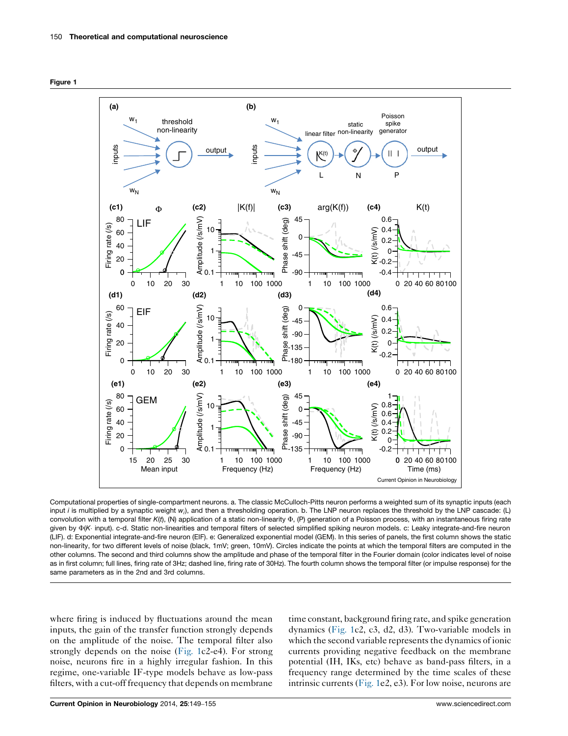**Figure 1**

Computational properties of single-compartment neurons. a. The classic McCulloch-Pitts neuron performs a weighted sum of its synaptic inputs (each input $i$ is multiplied by a synaptic weight $w_i$), and then a thresholding operation. b. The LNP neuron replaces the threshold by the LNP cascade: (L) convolution with a temporal filter $K(t)$, (N) application of a static non-linearity $\Phi$, (P) generation of a Poisson process, with an instantaneous firing rate given by $\Phi(K\cdot \text{input})$. c-d. Static non-linearities and temporal filters of selected simplified spiking neuron models. c: Leaky integrate-and-fire neuron (LIF). d: Exponential integrate-and-fire neuron (EIF). e: Generalized exponential model (GEM). In this series of panels, the first column shows the static non-linearity, for two different levels of noise (black, 1mV; green, 10mV). Circles indicate the points at which the temporal filters are computed in the other columns. The second and third columns show the amplitude and phase of the temporal filter in the Fourier domain (color indicates level of noise as in first column; full lines, firing rate of 3Hz; dashed line, firing rate of 30Hz). The fourth column shows the temporal filter (or impulse response) for the same parameters as in the 2nd and 3rd columns.

where firing is induced by fluctuations around the mean inputs, the gain of the transfer function strongly depends on the amplitude of the noise. The temporal filter also strongly depends on the noise (Fig. 1c2-e4). For strong noise, neurons fire in a highly irregular fashion. In this regime, one-variable IF-type models behave as low-pass filters, with a cut-off frequency that depends on membrane time constant, background firing rate, and spike generation dynamics (Fig. 1c2, c3, d2, d3). Two-variable models in which the second variable represents the dynamics of ionic currents providing negative feedback on the membrane potential (IH, IKs, etc) behave as band-pass filters, in a frequency range determined by the time scales of these intrinsic currents (Fig. 1e2, e3). For low noise, neurons are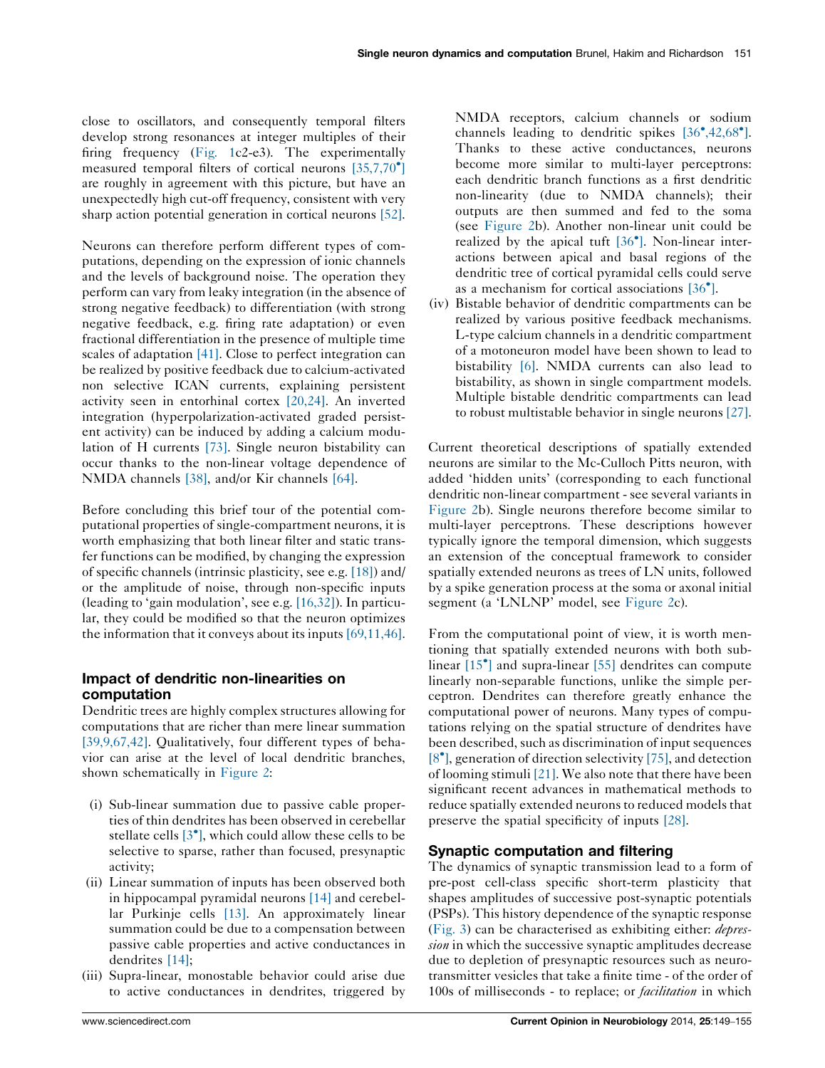close to oscillators, and consequently temporal filters develop strong resonances at integer multiples of their firing frequency (Fig. 1c2-e3). The experimentally measured temporal filters of cortical neurons [35,7,70•] are roughly in agreement with this picture, but have an unexpectedly high cut-off frequency, consistent with very sharp action potential generation in cortical neurons [52].

Neurons can therefore perform different types of computations, depending on the expression of ionic channels and the levels of background noise. The operation they perform can vary from leaky integration (in the absence of strong negative feedback) to differentiation (with strong negative feedback, e.g. firing rate adaptation) or even fractional differentiation in the presence of multiple time scales of adaptation [41]. Close to perfect integration can be realized by positive feedback due to calcium-activated non selective ICAN currents, explaining persistent activity seen in entorhinal cortex [20,24]. An inverted integration (hyperpolarization-activated graded persistent activity) can be induced by adding a calcium modulation of H currents [73]. Single neuron bistability can occur thanks to the non-linear voltage dependence of NMDA channels [38], and/or Kir channels [64].

Before concluding this brief tour of the potential computational properties of single-compartment neurons, it is worth emphasizing that both linear filter and static transfer functions can be modified, by changing the expression of specific channels (intrinsic plasticity, see e.g. [18]) and/or the amplitude of noise, through non-specific inputs (leading to 'gain modulation', see e.g. [16,32]). In particular, they could be modified so that the neuron optimizes the information that it conveys about its inputs [69,11,46].

## Impact of dendritic non-linearities on computation

Dendritic trees are highly complex structures allowing for computations that are richer than mere linear summation [39,9,67,42]. Qualitatively, four different types of behavior can arise at the level of local dendritic branches, shown schematically in Figure 2:

(i) Sub-linear summation due to passive cable properties of thin dendrites has been observed in cerebellar stellate cells [3•], which could allow these cells to be selective to sparse, rather than focused, presynaptic activity;

(ii) Linear summation of inputs has been observed both in hippocampal pyramidal neurons [14] and cerebellar Purkinje cells [13]. An approximately linear summation could be due to a compensation between passive cable properties and active conductances in dendrites [14];

(iii) Supra-linear, monostable behavior could arise due to active conductances in dendrites, triggered by NMDA receptors, calcium channels or sodium channels leading to dendritic spikes [36•,42,68•]. Thanks to these active conductances, neurons become more similar to multi-layer perceptrons: each dendritic branch functions as a first dendritic non-linearity (due to NMDA channels); their outputs are then summed and fed to the soma (see Figure 2b). Another non-linear unit could be realized by the apical tuft [36•]. Non-linear interactions between apical and basal regions of the dendritic tree of cortical pyramidal cells could serve as a mechanism for cortical associations [36•].

(iv) Bistable behavior of dendritic compartments can be realized by various positive feedback mechanisms. L-type calcium channels in a dendritic compartment of a motoneuron model have been shown to lead to bistability [6]. NMDA currents can also lead to bistability, as shown in single compartment models. Multiple bistable dendritic compartments can lead to robust multistable behavior in single neurons [27].

Current theoretical descriptions of spatially extended neurons are similar to the Mc-Culloch Pitts neuron, with added 'hidden units' (corresponding to each functional dendritic non-linear compartment - see several variants in Figure 2b). Single neurons therefore become similar to multi-layer perceptrons. These descriptions however typically ignore the temporal dimension, which suggests an extension of the conceptual framework to consider spatially extended neurons as trees of LN units, followed by a spike generation process at the soma or axonal initial segment (a 'LNLNP' model, see Figure 2c).

From the computational point of view, it is worth mentioning that spatially extended neurons with both sub-linear [15•] and supra-linear [55] dendrites can compute linearly non-separable functions, unlike the simple perceptron. Dendrites can therefore greatly enhance the computational power of neurons. Many types of computations relying on the spatial structure of dendrites have been described, such as discrimination of input sequences [8•], generation of direction selectivity [75], and detection of looming stimuli [21]. We also note that there have been significant recent advances in mathematical methods to reduce spatially extended neurons to reduced models that preserve the spatial specificity of inputs [28].

## Synaptic computation and filtering

The dynamics of synaptic transmission lead to a form of pre-post cell-class specific short-term plasticity that shapes amplitudes of successive post-synaptic potentials (PSPs). This history dependence of the synaptic response (Fig. 3) can be characterised as exhibiting either: *depression* in which the successive synaptic amplitudes decrease due to depletion of presynaptic resources such as neurotransmitter vesicles that take a finite time - of the order of 100s of milliseconds - to replace; or *facilitation* in which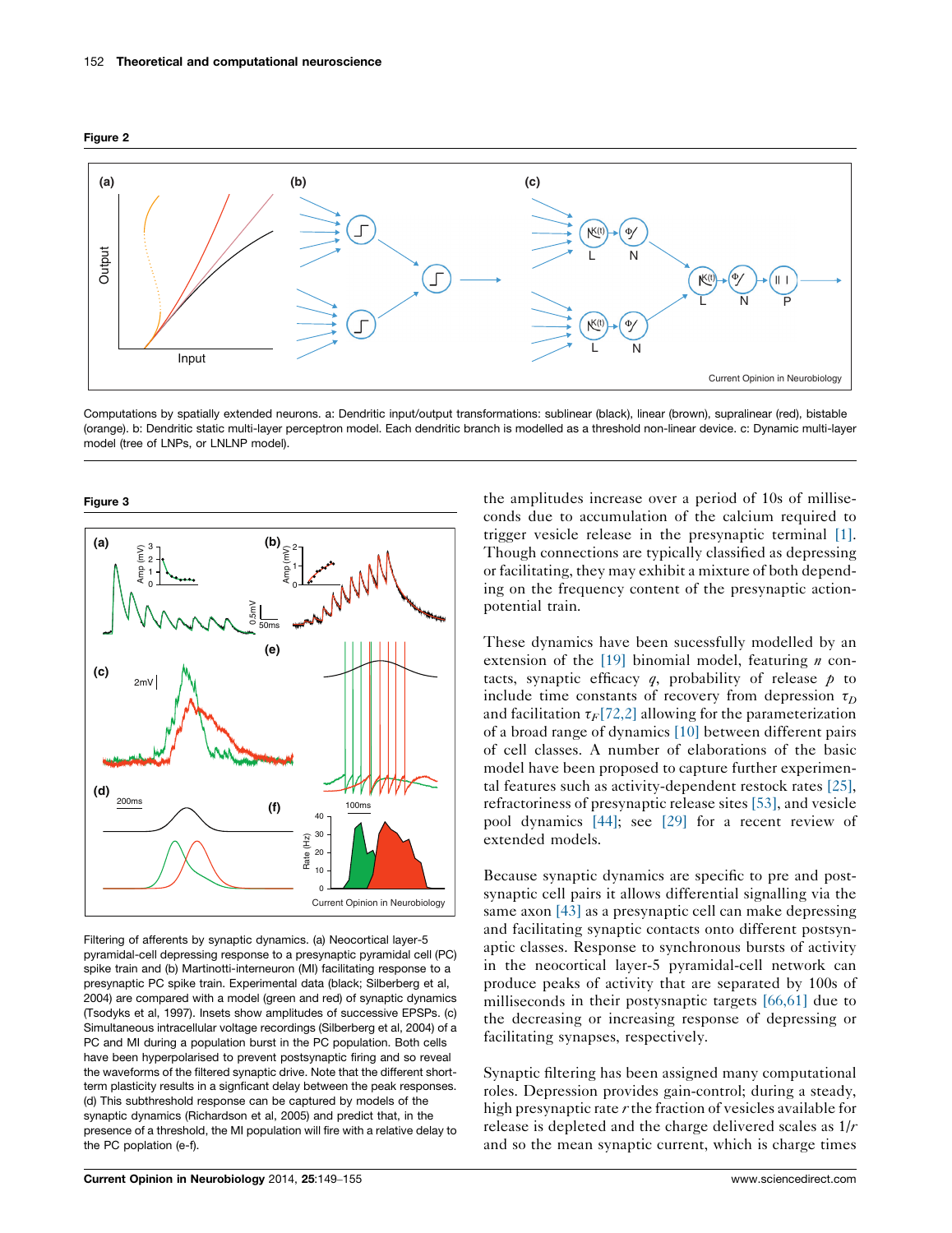**Figure 2**

Computations by spatially extended neurons. a: Dendritic input/output transformations: sublinear (black), linear (brown), supralinear (red), bistable (orange). b: Dendritic static multi-layer perceptron model. Each dendritic branch is modelled as a threshold non-linear device. c: Dynamic multi-layer model (tree of LNPs, or LNLNP model).

**Figure 3**

Filtering of afferents by synaptic dynamics. (a) Neocortical layer-5 pyramidal-cell depressing response to a presynaptic pyramidal cell (PC) spike train and (b) Martinotti-interneuron (MI) facilitating response to a presynaptic PC spike train. Experimental data (black; Silberberg et al, 2004) are compared with a model (green and red) of synaptic dynamics (Tsodyks et al, 1997). Insets show amplitudes of successive EPSPs. (c) Simultaneous intracellular voltage recordings (Silberberg et al, 2004) of a PC and MI during a population burst in the PC population. Both cells have been hyperpolarised to prevent postsynaptic firing and so reveal the waveforms of the filtered synaptic drive. Note that the different short-term plasticity results in a signficant delay between the peak responses. (d) This subthreshold response can be captured by models of the synaptic dynamics (Richardson et al, 2005) and predict that, in the presence of a threshold, the MI population will fire with a relative delay to the PC poplation (e-f).

the amplitudes increase over a period of 10s of milliseconds due to accumulation of the calcium required to trigger vesicle release in the presynaptic terminal [1]. Though connections are typically classified as depressing or facilitating, they may exhibit a mixture of both depending on the frequency content of the presynaptic action-potential train.

These dynamics have been sucessfully modelled by an extension of the [19] binomial model, featuring $n$ contacts, synaptic efficacy $q$, probability of release $p$ to include time constants of recovery from depression $\tau_D$ and facilitation $\tau_F$ [72,2] allowing for the parameterization of a broad range of dynamics [10] between different pairs of cell classes. A number of elaborations of the basic model have been proposed to capture further experimental features such as activity-dependent restock rates [25], refractoriness of presynaptic release sites [53], and vesicle pool dynamics [44]; see [29] for a recent review of extended models.

Because synaptic dynamics are specific to pre and postsynaptic cell pairs it allows differential signalling via the same axon [43] as a presynaptic cell can make depressing and facilitating synaptic contacts onto different postsynaptic classes. Response to synchronous bursts of activity in the neocortical layer-5 pyramidal-cell network can produce peaks of activity that are separated by 100s of milliseconds in their postsynaptic targets [66,61] due to the decreasing or increasing response of depressing or facilitating synapses, respectively.

Synaptic filtering has been assigned many computational roles. Depression provides gain-control; during a steady, high presynaptic rate $r$ the fraction of vesicles available for release is depleted and the charge delivered scales as $1/r$ and so the mean synaptic current, which is charge times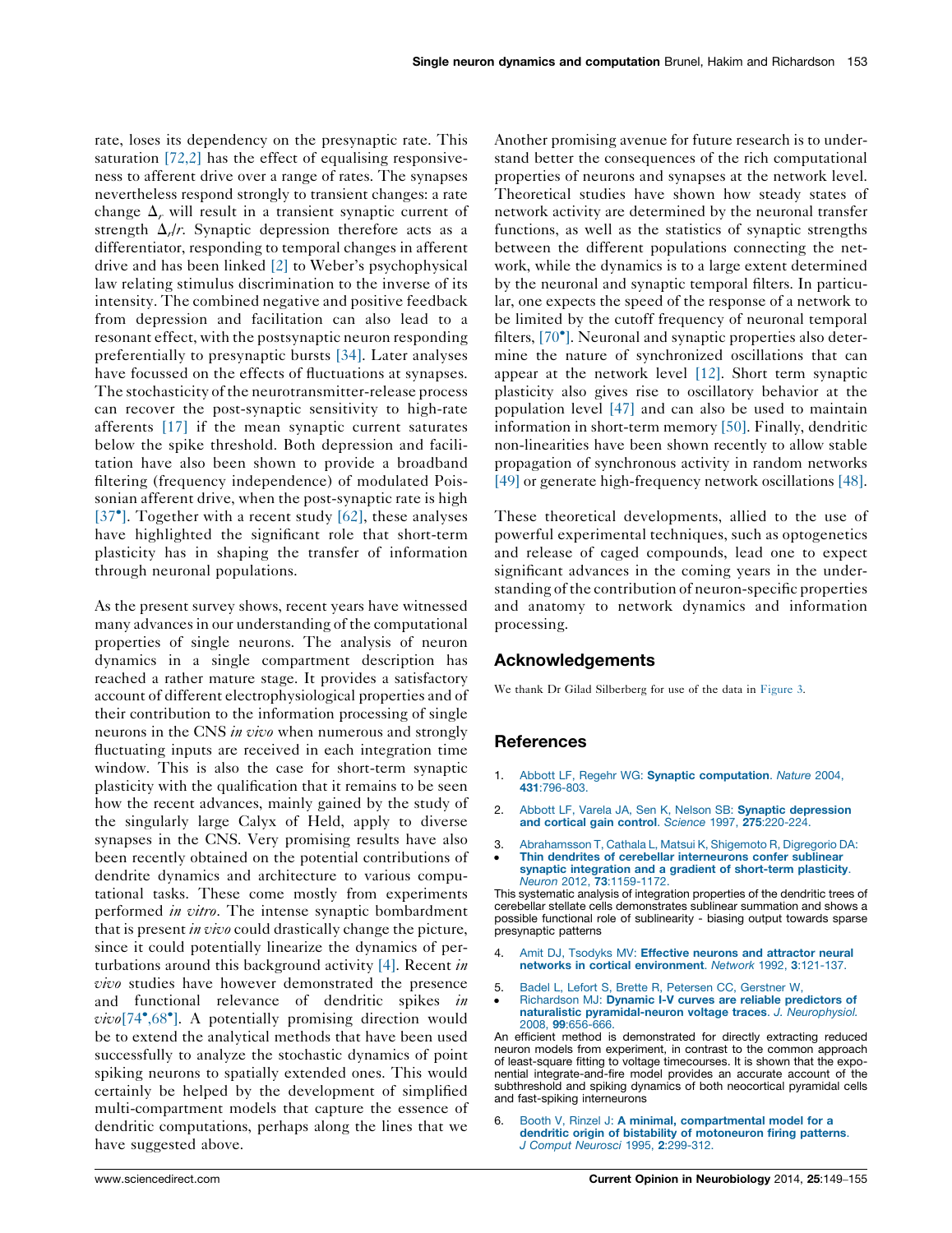rate, loses its dependency on the presynaptic rate. This saturation [72,2] has the effect of equalising responsiveness to afferent drive over a range of rates. The synapses nevertheless respond strongly to transient changes: a rate change $\Delta_r$ will result in a transient synaptic current of strength $\Delta_r/r$. Synaptic depression therefore acts as a differentiator, responding to temporal changes in afferent drive and has been linked [2] to Weber's psychophysical law relating stimulus discrimination to the inverse of its intensity. The combined negative and positive feedback from depression and facilitation can also lead to a resonant effect, with the postsynaptic neuron responding preferentially to presynaptic bursts [34]. Later analyses have focussed on the effects of fluctuations at synapses. The stochasticity of the neurotransmitter-release process can recover the post-synaptic sensitivity to high-rate afferents [17] if the mean synaptic current saturates below the spike threshold. Both depression and facilitation have also been shown to provide a broadband filtering (frequency independence) of modulated Poissonian afferent drive, when the post-synaptic rate is high [37•]. Together with a recent study [62], these analyses have highlighted the significant role that short-term plasticity has in shaping the transfer of information through neuronal populations.

As the present survey shows, recent years have witnessed many advances in our understanding of the computational properties of single neurons. The analysis of neuron dynamics in a single compartment description has reached a rather mature stage. It provides a satisfactory account of different electrophysiological properties and of their contribution to the information processing of single neurons in the CNS *in vivo* when numerous and strongly fluctuating inputs are received in each integration time window. This is also the case for short-term synaptic plasticity with the qualification that it remains to be seen how the recent advances, mainly gained by the study of the singularly large Calyx of Held, apply to diverse synapses in the CNS. Very promising results have also been recently obtained on the potential contributions of dendrite dynamics and architecture to various computational tasks. These come mostly from experiments performed *in vitro*. The intense synaptic bombardment that is present *in vivo* could drastically change the picture, since it could potentially linearize the dynamics of perturbations around this background activity [4]. Recent *in vivo* studies have however demonstrated the presence and functional relevance of dendritic spikes *in vivo*[74•,68•]. A potentially promising direction would be to extend the analytical methods that have been used successfully to analyze the stochastic dynamics of point spiking neurons to spatially extended ones. This would certainly be helped by the development of simplified multi-compartment models that capture the essence of dendritic computations, perhaps along the lines that we have suggested above.

Another promising avenue for future research is to understand better the consequences of the rich computational properties of neurons and synapses at the network level. Theoretical studies have shown how steady states of network activity are determined by the neuronal transfer functions, as well as the statistics of synaptic strengths between the different populations connecting the network, while the dynamics is to a large extent determined by the neuronal and synaptic temporal filters. In particular, one expects the speed of the response of a network to be limited by the cutoff frequency of neuronal temporal filters, [70•]. Neuronal and synaptic properties also determine the nature of synchronized oscillations that can appear at the network level [12]. Short term synaptic plasticity also gives rise to oscillatory behavior at the population level [47] and can also be used to maintain information in short-term memory [50]. Finally, dendritic non-linearities have been shown recently to allow stable propagation of synchronous activity in random networks [49] or generate high-frequency network oscillations [48].

These theoretical developments, allied to the use of powerful experimental techniques, such as optogenetics and release of caged compounds, lead one to expect significant advances in the coming years in the understanding of the contribution of neuron-specific properties and anatomy to network dynamics and information processing.

## Acknowledgements

We thank Dr Gilad Silberberg for use of the data in Figure 3.

## References

1. Abbott LF, Regehr WG: **Synaptic computation**. *Nature* 2004, **431**:796-803.

2. Abbott LF, Varela JA, Sen K, Nelson SB: **Synaptic depression and cortical gain control**. *Science* 1997, **275**:220-224.

3. • Abrahamsson T, Cathala L, Matsui K, Shigemoto R, Digregorio DA: **Thin dendrites of cerebellar interneurons confer sublinear synaptic integration and a gradient of short-term plasticity**. *Neuron* 2012, **73**:1159-1172.
This systematic analysis of integration properties of the dendritic trees of cerebellar stellate cells demonstrates sublinear summation and shows a possible functional role of sublinearity - biasing output towards sparse presynaptic patterns

4. Amit DJ, Tsodyks MV: **Effective neurons and attractor neural networks in cortical environment**. *Network* 1992, **3**:121-137.

5. • Badel L, Lefort S, Brette R, Petersen CC, Gerstner W, Richardson MJ: **Dynamic I-V curves are reliable predictors of naturalistic pyramidal-neuron voltage traces**. *J. Neurophysiol.* 2008, **99**:656-666.
An efficient method is demonstrated for directly extracting reduced neuron models from experiment, in contrast to the common approach of least-square fitting to voltage timecourses. It is shown that the exponential integrate-and-fire model provides an accurate account of the subthreshold and spiking dynamics of both neocortical pyramidal cells and fast-spiking interneurons

6. Booth V, Rinzel J: **A minimal, compartmental model for a dendritic origin of bistability of motoneuron firing patterns**. *J Comput Neurosci* 1995, **2**:299-312.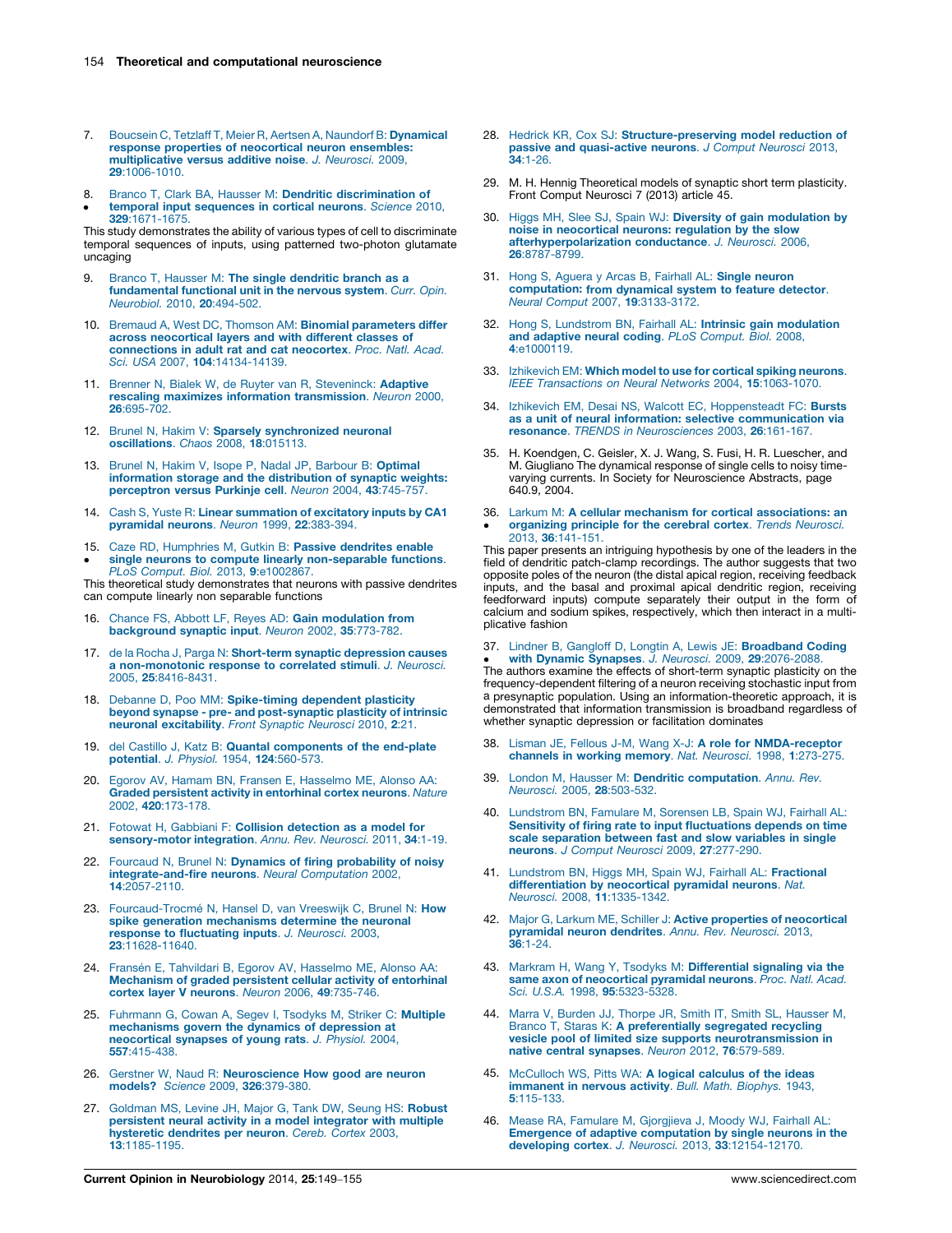7. Boucsein C, Tetzlaff T, Meier R, Aertsen A, Naundorf B: **Dynamical response properties of neocortical neuron ensembles: multiplicative versus additive noise**. *J. Neurosci.* 2009, **29**:1006-1010.

8. • Branco T, Clark BA, Hausser M: **Dendritic discrimination of temporal input sequences in cortical neurons**. *Science* 2010, **329**:1671-1675.
This study demonstrates the ability of various types of cell to discriminate temporal sequences of inputs, using patterned two-photon glutamate uncaging

9. Branco T, Hausser M: **The single dendritic branch as a fundamental functional unit in the nervous system**. *Curr. Opin. Neurobiol.* 2010, **20**:494-502.

10. Bremaud A, West DC, Thomson AM: **Binomial parameters differ across neocortical layers and with different classes of connections in adult rat and cat neocortex**. *Proc. Natl. Acad. Sci. USA* 2007, **104**:14134-14139.

11. Brenner N, Bialek W, de Ruyter van R, Steveninck: **Adaptive rescaling maximizes information transmission**. *Neuron* 2000, **26**:695-702.

12. Brunel N, Hakim V: **Sparsely synchronized neuronal oscillations**. *Chaos* 2008, **18**:015113.

13. Brunel N, Hakim V, Isope P, Nadal JP, Barbour B: **Optimal information storage and the distribution of synaptic weights: perceptron versus Purkinje cell**. *Neuron* 2004, **43**:745-757.

14. Cash S, Yuste R: **Linear summation of excitatory inputs by CA1 pyramidal neurons**. *Neuron* 1999, **22**:383-394.

15. • Caze RD, Humphries M, Gutkin B: **Passive dendrites enable single neurons to compute linearly non-separable functions**. *PLoS Comput. Biol.* 2013, **9**:e1002867.
This theoretical study demonstrates that neurons with passive dendrites can compute linearly non separable functions

16. Chance FS, Abbott LF, Reyes AD: **Gain modulation from background synaptic input**. *Neuron* 2002, **35**:773-782.

17. de la Rocha J, Parga N: **Short-term synaptic depression causes a non-monotonic response to correlated stimuli**. *J. Neurosci.* 2005, **25**:8416-8431.

18. Debanne D, Poo MM: **Spike-timing dependent plasticity beyond synapse - pre- and post-synaptic plasticity of intrinsic neuronal excitability**. *Front Synaptic Neurosci* 2010, **2**:21.

19. del Castillo J, Katz B: **Quantal components of the end-plate potential**. *J. Physiol.* 1954, **124**:560-573.

20. Egorov AV, Hamam BN, Fransen E, Hasselmo ME, Alonso AA: **Graded persistent activity in entorhinal cortex neurons**. *Nature* 2002, **420**:173-178.

21. Fotowat H, Gabbiani F: **Collision detection as a model for sensory-motor integration**. *Annu. Rev. Neurosci.* 2011, **34**:1-19.

22. Fourcaud N, Brunel N: **Dynamics of firing probability of noisy integrate-and-fire neurons**. *Neural Computation* 2002, **14**:2057-2110.

23. Fourcaud-Trocmé N, Hansel D, van Vreeswijk C, Brunel N: **How spike generation mechanisms determine the neuronal response to fluctuating inputs**. *J. Neurosci.* 2003, **23**:11628-11640.

24. Fransén E, Tahvildari B, Egorov AV, Hasselmo ME, Alonso AA: **Mechanism of graded persistent cellular activity of entorhinal cortex layer V neurons**. *Neuron* 2006, **49**:735-746.

25. Fuhrmann G, Cowan A, Segev I, Tsodyks M, Striker C: **Multiple mechanisms govern the dynamics of depression at neocortical synapses of young rats**. *J. Physiol.* 2004, **557**:415-438.

26. Gerstner W, Naud R: **Neuroscience How good are neuron models?** *Science* 2009, **326**:379-380.

27. Goldman MS, Levine JH, Major G, Tank DW, Seung HS: **Robust persistent neural activity in a model integrator with multiple hysteretic dendrites per neuron**. *Cereb. Cortex* 2003, **13**:1185-1195.

28. Hedrick KR, Cox SJ: **Structure-preserving model reduction of passive and quasi-active neurons**. *J Comput Neurosci* 2013, **34**:1-26.

29. M. H. Hennig Theoretical models of synaptic short term plasticity. Front Comput Neurosci 7 (2013) article 45.

30. Higgs MH, Slee SJ, Spain WJ: **Diversity of gain modulation by noise in neocortical neurons: regulation by the slow afterhyperpolarization conductance**. *J. Neurosci.* 2006, **26**:8787-8799.

31. Hong S, Aguera y Arcas B, Fairhall AL: **Single neuron computation: from dynamical system to feature detector**. *Neural Comput* 2007, **19**:3133-3172.

32. Hong S, Lundstrom BN, Fairhall AL: **Intrinsic gain modulation and adaptive neural coding**. *PLoS Comput. Biol.* 2008, **4**:e1000119.

33. Izhikevich EM: **Which model to use for cortical spiking neurons**. *IEEE Transactions on Neural Networks* 2004, **15**:1063-1070.

34. Izhikevich EM, Desai NS, Walcott EC, Hoppensteadt FC: **Bursts as a unit of neural information: selective communication via resonance**. *TRENDS in Neurosciences* 2003, **26**:161-167.

35. H. Koendgen, C. Geisler, X. J. Wang, S. Fusi, H. R. Luescher, and M. Giugliano The dynamical response of single cells to noisy time-varying currents. In Society for Neuroscience Abstracts, page 640.9, 2004.

36. • Larkum M: **A cellular mechanism for cortical associations: an organizing principle for the cerebral cortex**. *Trends Neurosci.* 2013, **36**:141-151.
This paper presents an intriguing hypothesis by one of the leaders in the field of dendritic patch-clamp recordings. The author suggests that two opposite poles of the neuron (the distal apical region, receiving feedback inputs, and the basal and proximal apical dendritic region, receiving feedforward inputs) compute separately their output in the form of calcium and sodium spikes, respectively, which then interact in a multi-plicative fashion

37. • Lindner B, Gangloff D, Longtin A, Lewis JE: **Broadband Coding with Dynamic Synapses**. *J. Neurosci.* 2009, **29**:2076-2088.
The authors examine the effects of short-term synaptic plasticity on the frequency-dependent filtering of a neuron receiving stochastic input from a presynaptic population. Using an information-theoretic approach, it is demonstrated that information transmission is broadband regardless of whether synaptic depression or facilitation dominates

38. Lisman JE, Fellous J-M, Wang X-J: **A role for NMDA-receptor channels in working memory**. *Nat. Neurosci.* 1998, **1**:273-275.

39. London M, Hausser M: **Dendritic computation**. *Annu. Rev. Neurosci.* 2005, **28**:503-532.

40. Lundstrom BN, Famulare M, Sorensen LB, Spain WJ, Fairhall AL: **Sensitivity of firing rate to input fluctuations depends on time scale separation between fast and slow variables in single neurons**. *J Comput Neurosci* 2009, **27**:277-290.

41. Lundstrom BN, Higgs MH, Spain WJ, Fairhall AL: **Fractional differentiation by neocortical pyramidal neurons**. *Nat. Neurosci.* 2008, **11**:1335-1342.

42. Major G, Larkum ME, Schiller J: **Active properties of neocortical pyramidal neuron dendrites**. *Annu. Rev. Neurosci.* 2013, **36**:1-24.

43. Markram H, Wang Y, Tsodyks M: **Differential signaling via the same axon of neocortical pyramidal neurons**. *Proc. Natl. Acad. Sci. U.S.A.* 1998, **95**:5323-5328.

44. Marra V, Burden JJ, Thorpe JR, Smith IT, Smith SL, Hausser M, Branco T, Staras K: **A preferentially segregated recycling vesicle pool of limited size supports neurotransmission in native central synapses**. *Neuron* 2012, **76**:579-589.

45. McCulloch WS, Pitts WA: **A logical calculus of the ideas immanent in nervous activity**. *Bull. Math. Biophys.* 1943, **5**:115-133.

46. Mease RA, Famulare M, Gjorgjieva J, Moody WJ, Fairhall AL: **Emergence of adaptive computation by single neurons in the developing cortex**. *J. Neurosci.* 2013, **33**:12154-12170.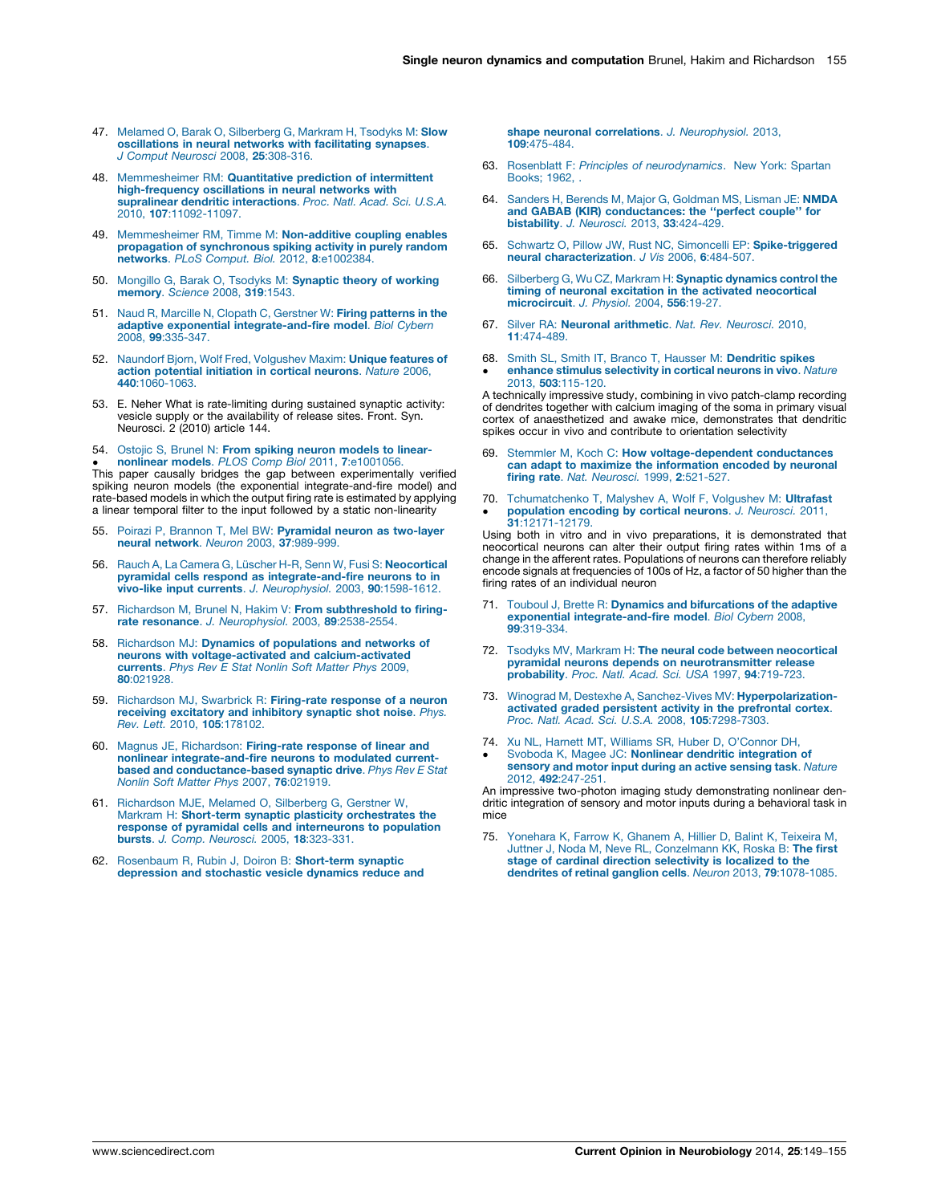47. Melamed O, Barak O, Silberberg G, Markram H, Tsodyks M: **Slow oscillations in neural networks with facilitating synapses**. *J Comput Neurosci* 2008, **25**:308-316.

48. Memmesheimer RM: **Quantitative prediction of intermittent high-frequency oscillations in neural networks with supralinear dendritic interactions**. *Proc. Natl. Acad. Sci. U.S.A.* 2010, **107**:11092-11097.

49. Memmesheimer RM, Timme M: **Non-additive coupling enables propagation of synchronous spiking activity in purely random networks**. *PLoS Comput. Biol.* 2012, **8**:e1002384.

50. Mongillo G, Barak O, Tsodyks M: **Synaptic theory of working memory**. *Science* 2008, **319**:1543.

51. Naud R, Marcille N, Clopath C, Gerstner W: **Firing patterns in the adaptive exponential integrate-and-fire model**. *Biol Cybern* 2008, **99**:335-347.

52. Naundorf Bjorn, Wolf Fred, Volgushev Maxim: **Unique features of action potential initiation in cortical neurons**. *Nature* 2006, **440**:1060-1063.

53. E. Neher What is rate-limiting during sustained synaptic activity: vesicle supply or the availability of release sites. Front. Syn. Neurosci. 2 (2010) article 144.

54. • Ostojic S, Brunel N: **From spiking neuron models to linear-nonlinear models**. *PLOS Comp Biol* 2011, **7**:e1001056.
This paper causally bridges the gap between experimentally verified spiking neuron models (the exponential integrate-and-fire model) and rate-based models in which the output firing rate is estimated by applying a linear temporal filter to the input followed by a static non-linearity

55. Poirazi P, Brannon T, Mel BW: **Pyramidal neuron as two-layer neural network**. *Neuron* 2003, **37**:989-999.

56. Rauch A, La Camera G, Lüscher H-R, Senn W, Fusi S: **Neocortical pyramidal cells respond as integrate-and-fire neurons to in vivo-like input currents**. *J. Neurophysiol.* 2003, **90**:1598-1612.

57. Richardson M, Brunel N, Hakim V: **From subthreshold to firing-rate resonance**. *J. Neurophysiol.* 2003, **89**:2538-2554.

58. Richardson MJ: **Dynamics of populations and networks of neurons with voltage-activated and calcium-activated currents**. *Phys Rev E Stat Nonlin Soft Matter Phys* 2009, **80**:021928.

59. Richardson MJ, Swarbrick R: **Firing-rate response of a neuron receiving excitatory and inhibitory synaptic shot noise**. *Phys. Rev. Lett.* 2010, **105**:178102.

60. Magnus JE, Richardson: **Firing-rate response of linear and nonlinear integrate-and-fire neurons to modulated current-based and conductance-based synaptic drive**. *Phys Rev E Stat Nonlin Soft Matter Phys* 2007, **76**:021919.

61. Richardson MJE, Melamed O, Silberberg G, Gerstner W, Markram H: **Short-term synaptic plasticity orchestrates the response of pyramidal cells and interneurons to population bursts**. *J. Comp. Neurosci.* 2005, **18**:323-331.

62. Rosenbaum R, Rubin J, Doiron B: **Short-term synaptic depression and stochastic vesicle dynamics reduce and shape neuronal correlations**. *J. Neurophysiol.* 2013, **109**:475-484.

63. Rosenblatt F: *Principles of neurodynamics*. New York: Spartan Books; 1962, .

64. Sanders H, Berends M, Major G, Goldman MS, Lisman JE: **NMDA and GABAB (KIR) conductances: the "perfect couple" for bistability**. *J. Neurosci.* 2013, **33**:424-429.

65. Schwartz O, Pillow JW, Rust NC, Simoncelli EP: **Spike-triggered neural characterization**. *J Vis* 2006, **6**:484-507.

66. Silberberg G, Wu CZ, Markram H: **Synaptic dynamics control the timing of neuronal excitation in the activated neocortical microcircuit**. *J. Physiol.* 2004, **556**:19-27.

67. Silver RA: **Neuronal arithmetic**. *Nat. Rev. Neurosci.* 2010, **11**:474-489.

68. • Smith SL, Smith IT, Branco T, Hausser M: **Dendritic spikes enhance stimulus selectivity in cortical neurons in vivo**. *Nature* 2013, **503**:115-120.
A technically impressive study, combining in vivo patch-clamp recording of dendrites together with calcium imaging of the soma in primary visual cortex of anaesthetized and awake mice, demonstrates that dendritic spikes occur in vivo and contribute to orientation selectivity

69. Stemmler M, Koch C: **How voltage-dependent conductances can adapt to maximize the information encoded by neuronal firing rate**. *Nat. Neurosci.* 1999, **2**:521-527.

70. • Tchumatchenko T, Malyshev A, Wolf F, Volgushev M: **Ultrafast population encoding by cortical neurons**. *J. Neurosci.* 2011, **31**:12171-12179.
Using both in vitro and in vivo preparations, it is demonstrated that neocortical neurons can alter their output firing rates within 1ms of a change in the afferent rates. Populations of neurons can therefore reliably encode signals at frequencies of 100s of Hz, a factor of 50 higher than the firing rates of an individual neuron

71. Touboul J, Brette R: **Dynamics and bifurcations of the adaptive exponential integrate-and-fire model**. *Biol Cybern* 2008, **99**:319-334.

72. Tsodyks MV, Markram H: **The neural code between neocortical pyramidal neurons depends on neurotransmitter release probability**. *Proc. Natl. Acad. Sci. USA* 1997, **94**:719-723.

73. Winograd M, Destexhe A, Sanchez-Vives MV: **Hyperpolarization-activated graded persistent activity in the prefrontal cortex**. *Proc. Natl. Acad. Sci. U.S.A.* 2008, **105**:7298-7303.

74. • Xu NL, Harnett MT, Williams SR, Huber D, O'Connor DH, Svoboda K, Magee JC: **Nonlinear dendritic integration of sensory and motor input during an active sensing task**. *Nature* 2012, **492**:247-251.
An impressive two-photon imaging study demonstrating nonlinear dendritic integration of sensory and motor inputs during a behavioral task in mice

75. Yonehara K, Farrow K, Ghanem A, Hillier D, Balint K, Teixeira M, Juttner J, Noda M, Neve RL, Conzelmann KK, Roska B: **The first stage of cardinal direction selectivity is localized to the dendrites of retinal ganglion cells**. *Neuron* 2013, **79**:1078-1085.